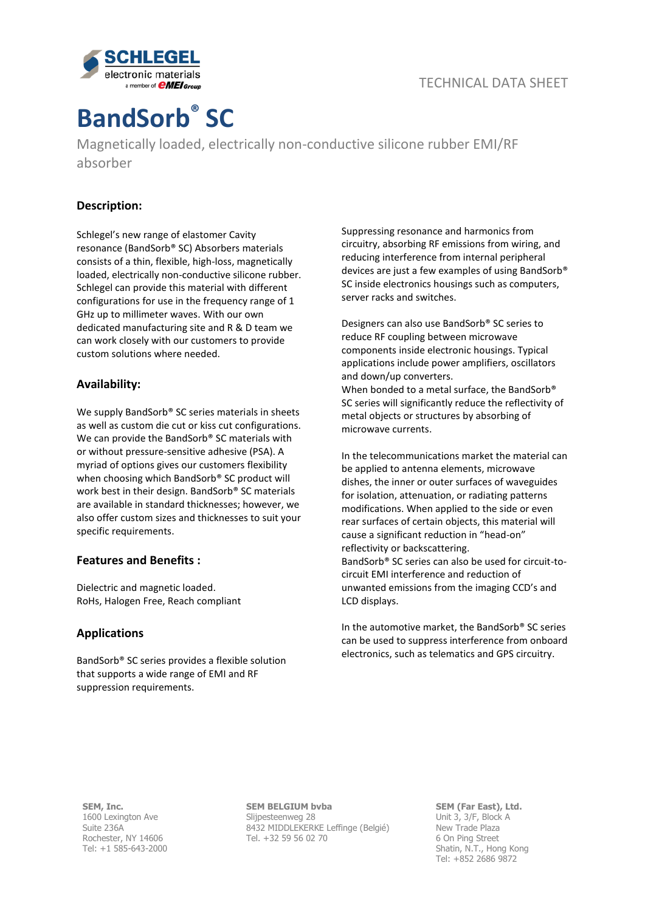TECHNICAL DATA SHEET

# BandSorb® SC

Magnetically loaded, electrically non-conductive silicone rubber EMI/RF absorber

## Description:

Schlegel's new range of elastomer Cavity resonance (BandSorb® SC) Absorbers materials consists of a thin, flexible, high-loss, magnetically loaded, electrically non-conductive silicone rubber. Schlegel can provide this material with different configurations for use in the frequency range of 1 GHz up to millimeter waves. With our own dedicated manufacturing site and R & D team we can work closely with our customers to provide custom solutions where needed.

## Availability:

We supply BandSorb® SC series materials in sheets as well as custom die cut or kiss cut configurations. We can provide the BandSorb® SC materials with or without pressure-sensitive adhesive (PSA). A myriad of options gives our customers flexibility when choosing which BandSorb® SC product will work best in their design. BandSorb® SC materials are available in standard thicknesses; however, we also offer custom sizes and thicknesses to suit your specific requirements.

## Features and Benefits :

Dielectric and magnetic loaded.
RoHs, Halogen Free, Reach compliant

## Applications

BandSorb® SC series provides a flexible solution that supports a wide range of EMI and RF suppression requirements.

Suppressing resonance and harmonics from circuitry, absorbing RF emissions from wiring, and reducing interference from internal peripheral devices are just a few examples of using BandSorb® SC inside electronics housings such as computers, server racks and switches.

Designers can also use BandSorb® SC series to reduce RF coupling between microwave components inside electronic housings. Typical applications include power amplifiers, oscillators and down/up converters.
When bonded to a metal surface, the BandSorb® SC series will significantly reduce the reflectivity of metal objects or structures by absorbing of microwave currents.

In the telecommunications market the material can be applied to antenna elements, microwave dishes, the inner or outer surfaces of waveguides for isolation, attenuation, or radiating patterns modifications. When applied to the side or even rear surfaces of certain objects, this material will cause a significant reduction in "head-on" reflectivity or backscattering.
BandSorb® SC series can also be used for circuit-to-circuit EMI interference and reduction of unwanted emissions from the imaging CCD's and LCD displays.

In the automotive market, the BandSorb® SC series can be used to suppress interference from onboard electronics, such as telematics and GPS circuitry.

**SEM, Inc.**
1600 Lexington Ave
Suite 236A
Rochester, NY 14606
Tel: +1 585-643-2000

**SEM BELGIUM bvba**
Slijpesteenweg 28
8432 MIDDLEKERKE Leffinge (België)
Tel. +32 59 56 02 70

**SEM (Far East), Ltd.**
Unit 3, 3/F, Block A
New Trade Plaza
6 On Ping Street
Shatin, N.T., Hong Kong
Tel: +852 2686 9872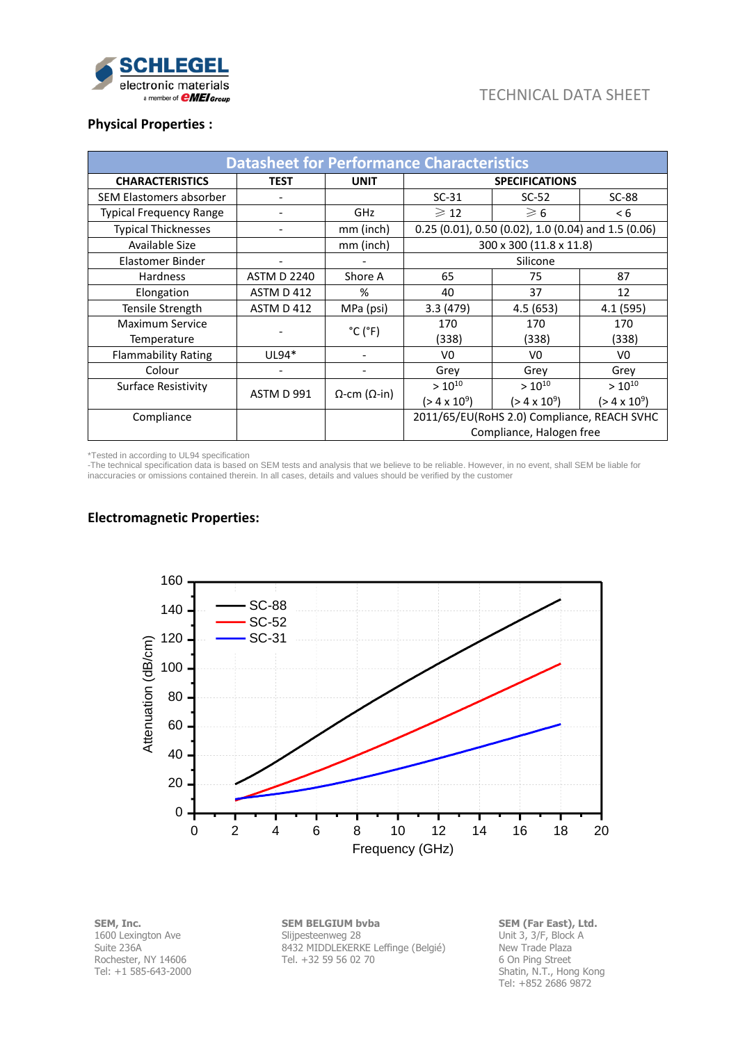TECHNICAL DATA SHEET

### Physical Properties :

| Datasheet for Performance Characteristics | | | | | |
|---|---|---|---|---|---|
| **CHARACTERISTICS** | **TEST** | **UNIT** | **SPECIFICATIONS** | | |
| SEM Elastomers absorber | - | | SC-31 | SC-52 | SC-88 |
| Typical Frequency Range | - | GHz | ⩾ 12 | ⩾ 6 | < 6 |
| Typical Thicknesses | - | mm (inch) | 0.25 (0.01), 0.50 (0.02), 1.0 (0.04) and 1.5 (0.06) | | |
| Available Size | | mm (inch) | 300 x 300 (11.8 x 11.8) | | |
| Elastomer Binder | - | - | Silicone | | |
| Hardness | ASTM D 2240 | Shore A | 65 | 75 | 87 |
| Elongation | ASTM D 412 | % | 40 | 37 | 12 |
| Tensile Strength | ASTM D 412 | MPa (psi) | 3.3 (479) | 4.5 (653) | 4.1 (595) |
| Maximum Service Temperature | - | °C (°F) | 170 (338) | 170 (338) | 170 (338) |
| Flammability Rating | UL94* | - | V0 | V0 | V0 |
| Colour | - | - | Grey | Grey | Grey |
| Surface Resistivity | ASTM D 991 | Ω-cm (Ω-in) | $> 10^{10}$ ($> 4 \times 10^{9}$) | $> 10^{10}$ ($> 4 \times 10^{9}$) | $> 10^{10}$ ($> 4 \times 10^{9}$) |
| Compliance | | | 2011/65/EU(RoHS 2.0) Compliance, REACH SVHC Compliance, Halogen free | | |

*Tested in according to UL94 specification
-The technical specification data is based on SEM tests and analysis that we believe to be reliable. However, in no event, shall SEM be liable for inaccuracies or omissions contained therein. In all cases, details and values should be verified by the customer

### Electromagnetic Properties:

SEM, Inc.
1600 Lexington Ave
Suite 236A
Rochester, NY 14606
Tel: +1 585-643-2000

SEM BELGIUM bvba
Slijpesteenweg 28
8432 MIDDLEKERKE Leffinge (België)
Tel. +32 59 56 02 70

SEM (Far East), Ltd.
Unit 3, 3/F, Block A
New Trade Plaza
6 On Ping Street
Shatin, N.T., Hong Kong
Tel: +852 2686 9872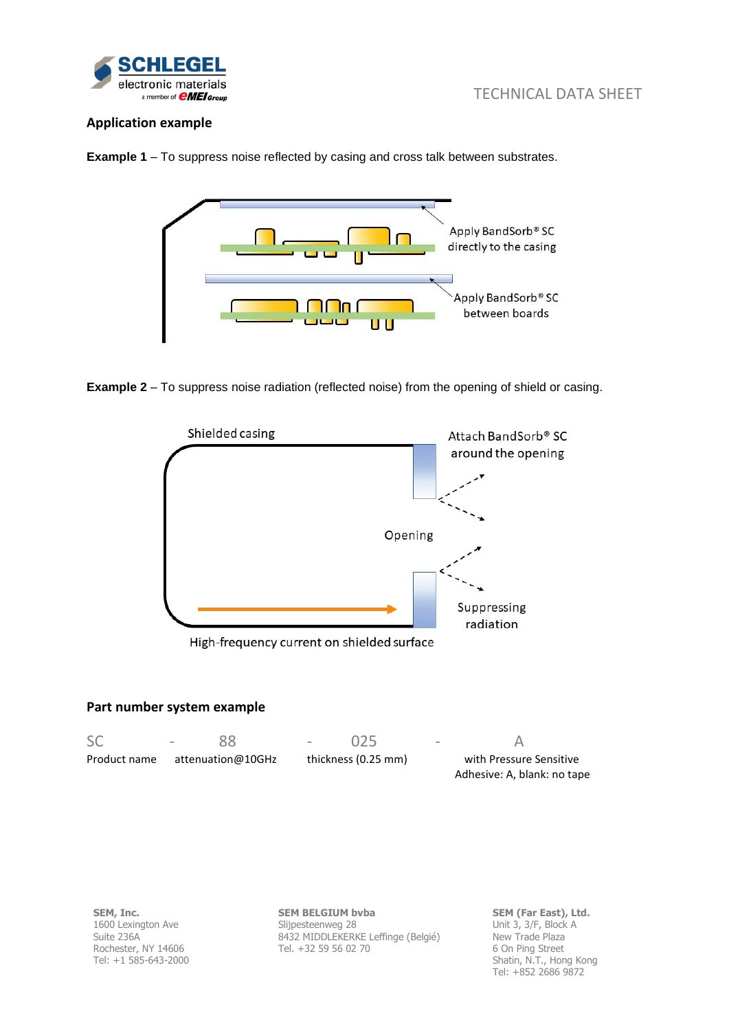## Application example

**Example 1** – To suppress noise reflected by casing and cross talk between substrates.

Apply BandSorb® SC directly to the casing

Apply BandSorb® SC between boards

**Example 2** – To suppress noise radiation (reflected noise) from the opening of shield or casing.

Shielded casing

Attach BandSorb® SC around the opening

Opening

Suppressing radiation

High-frequency current on shielded surface

## Part number system example

| SC | - | 88 | - | 025 | - | A |
|---|---|---|---|---|---|---|
| Product name | | attenuation@10GHz | | thickness (0.25 mm) | | with Pressure Sensitive Adhesive: A, blank: no tape |

**SEM, Inc.**
1600 Lexington Ave
Suite 236A
Rochester, NY 14606
Tel: +1 585-643-2000

**SEM BELGIUM bvba**
Slijpesteenweg 28
8432 MIDDLEKERKE Leffinge (België)
Tel. +32 59 56 02 70

**SEM (Far East), Ltd.**
Unit 3, 3/F, Block A
New Trade Plaza
6 On Ping Street
Shatin, N.T., Hong Kong
Tel: +852 2686 9872